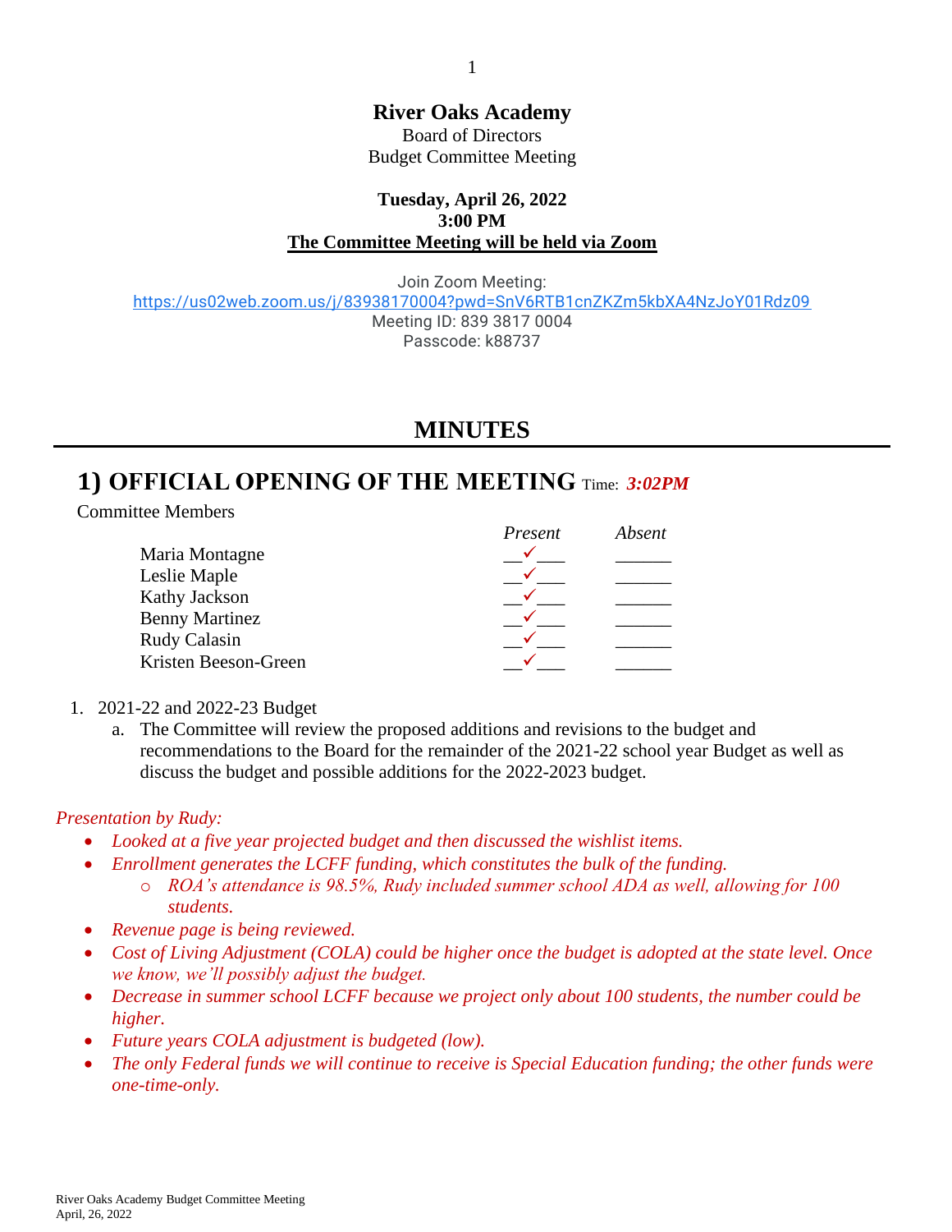# River Oaks Academy

Board of Directors
Budget Committee Meeting

**Tuesday, April 26, 2022**
**3:00 PM**
**The Committee Meeting will be held via Zoom**

Join Zoom Meeting:
https://us02web.zoom.us/j/83938170004?pwd=SnV6RTB1cnZKZm5kbXA4NzJoY01Rdz09
Meeting ID: 839 3817 0004
Passcode: k88737

## MINUTES

## 1) OFFICIAL OPENING OF THE MEETING Time: *3:02PM*

Committee Members

| | *Present* | *Absent* |
|---|---|---|
| Maria Montagne | ✓ | |
| Leslie Maple | ✓ | |
| Kathy Jackson | ✓ | |
| Benny Martinez | ✓ | |
| Rudy Calasin | ✓ | |
| Kristen Beeson-Green | ✓ | |

1. 2021-22 and 2022-23 Budget
   a. The Committee will review the proposed additions and revisions to the budget and recommendations to the Board for the remainder of the 2021-22 school year Budget as well as discuss the budget and possible additions for the 2022-2023 budget.

*Presentation by Rudy:*

- *Looked at a five year projected budget and then discussed the wishlist items.*
- *Enrollment generates the LCFF funding, which constitutes the bulk of the funding.*
  - *ROA's attendance is 98.5%, Rudy included summer school ADA as well, allowing for 100 students.*
- *Revenue page is being reviewed.*
- *Cost of Living Adjustment (COLA) could be higher once the budget is adopted at the state level. Once we know, we'll possibly adjust the budget.*
- *Decrease in summer school LCFF because we project only about 100 students, the number could be higher.*
- *Future years COLA adjustment is budgeted (low).*
- *The only Federal funds we will continue to receive is Special Education funding; the other funds were one-time-only.*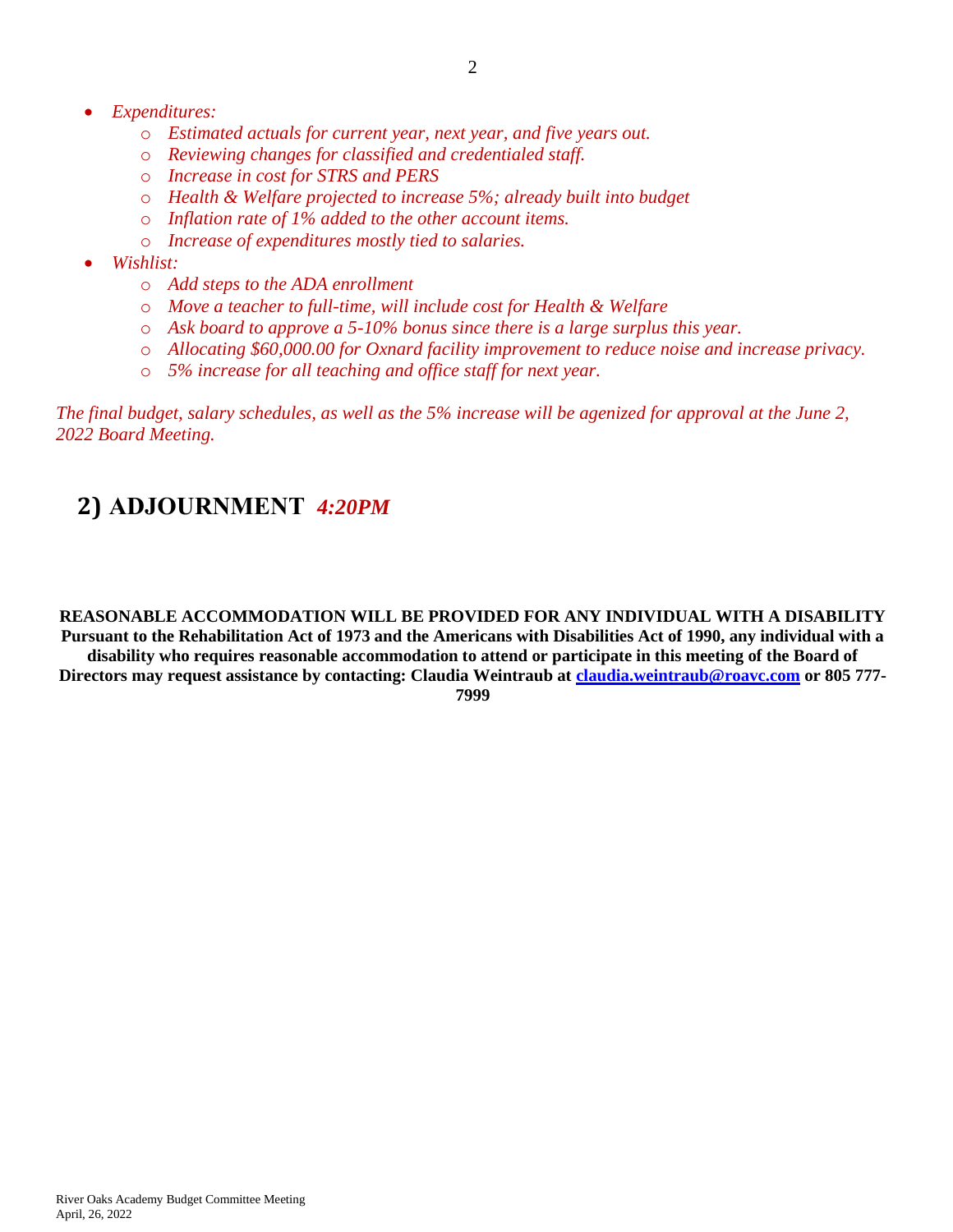- *Expenditures:*
  - *Estimated actuals for current year, next year, and five years out.*
  - *Reviewing changes for classified and credentialed staff.*
  - *Increase in cost for STRS and PERS*
  - *Health & Welfare projected to increase 5%; already built into budget*
  - *Inflation rate of 1% added to the other account items.*
  - *Increase of expenditures mostly tied to salaries.*
- *Wishlist:*
  - *Add steps to the ADA enrollment*
  - *Move a teacher to full-time, will include cost for Health & Welfare*
  - *Ask board to approve a 5-10% bonus since there is a large surplus this year.*
  - *Allocating $60,000.00 for Oxnard facility improvement to reduce noise and increase privacy.*
  - *5% increase for all teaching and office staff for next year.*

*The final budget, salary schedules, as well as the 5% increase will be agenized for approval at the June 2, 2022 Board Meeting.*

## 2) ADJOURNMENT ***4:20PM***

**REASONABLE ACCOMMODATION WILL BE PROVIDED FOR ANY INDIVIDUAL WITH A DISABILITY Pursuant to the Rehabilitation Act of 1973 and the Americans with Disabilities Act of 1990, any individual with a disability who requires reasonable accommodation to attend or participate in this meeting of the Board of Directors may request assistance by contacting: Claudia Weintraub at claudia.weintraub@roavc.com or 805 777-7999**

River Oaks Academy Budget Committee Meeting
April, 26, 2022